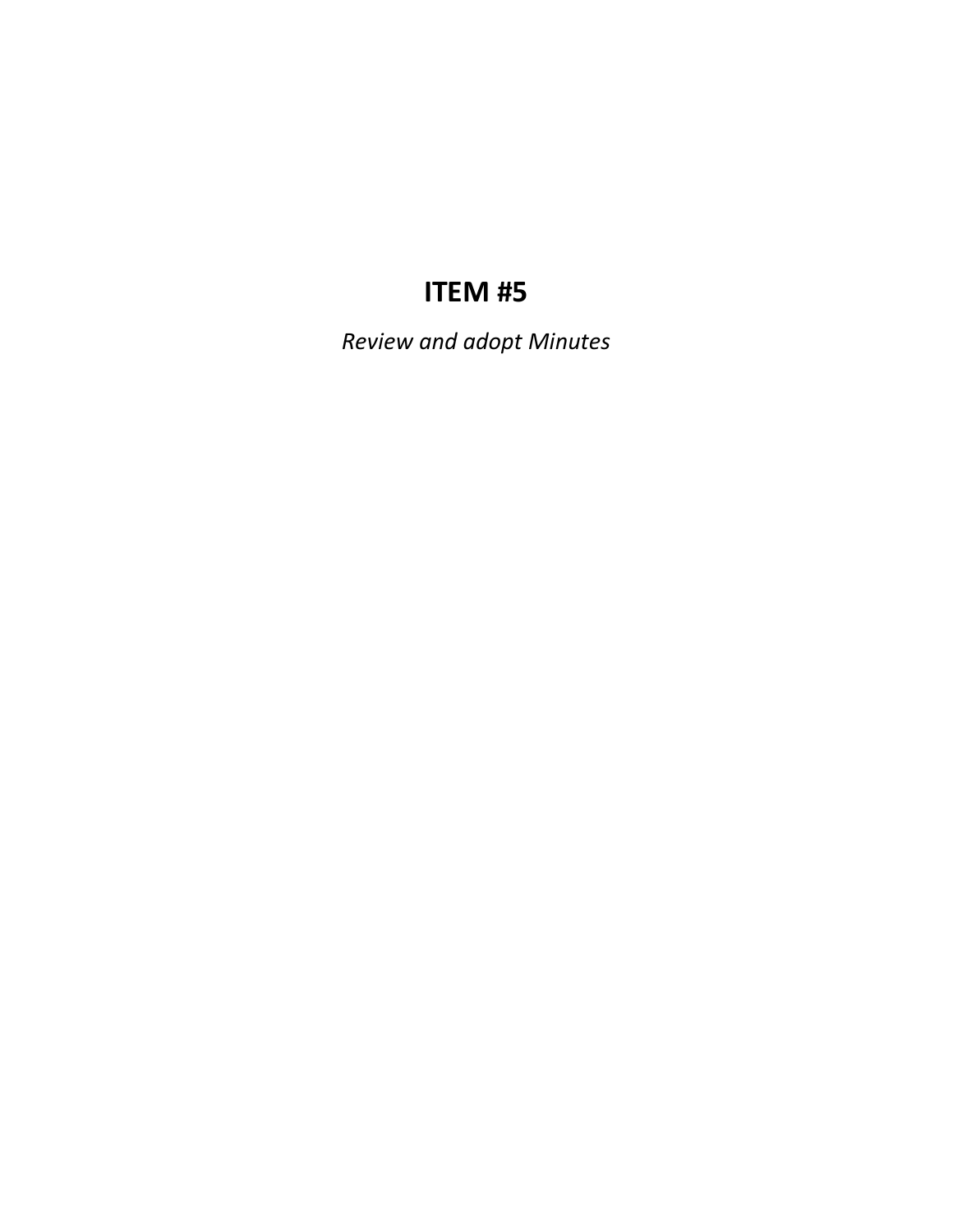# ITEM #5

*Review and adopt Minutes*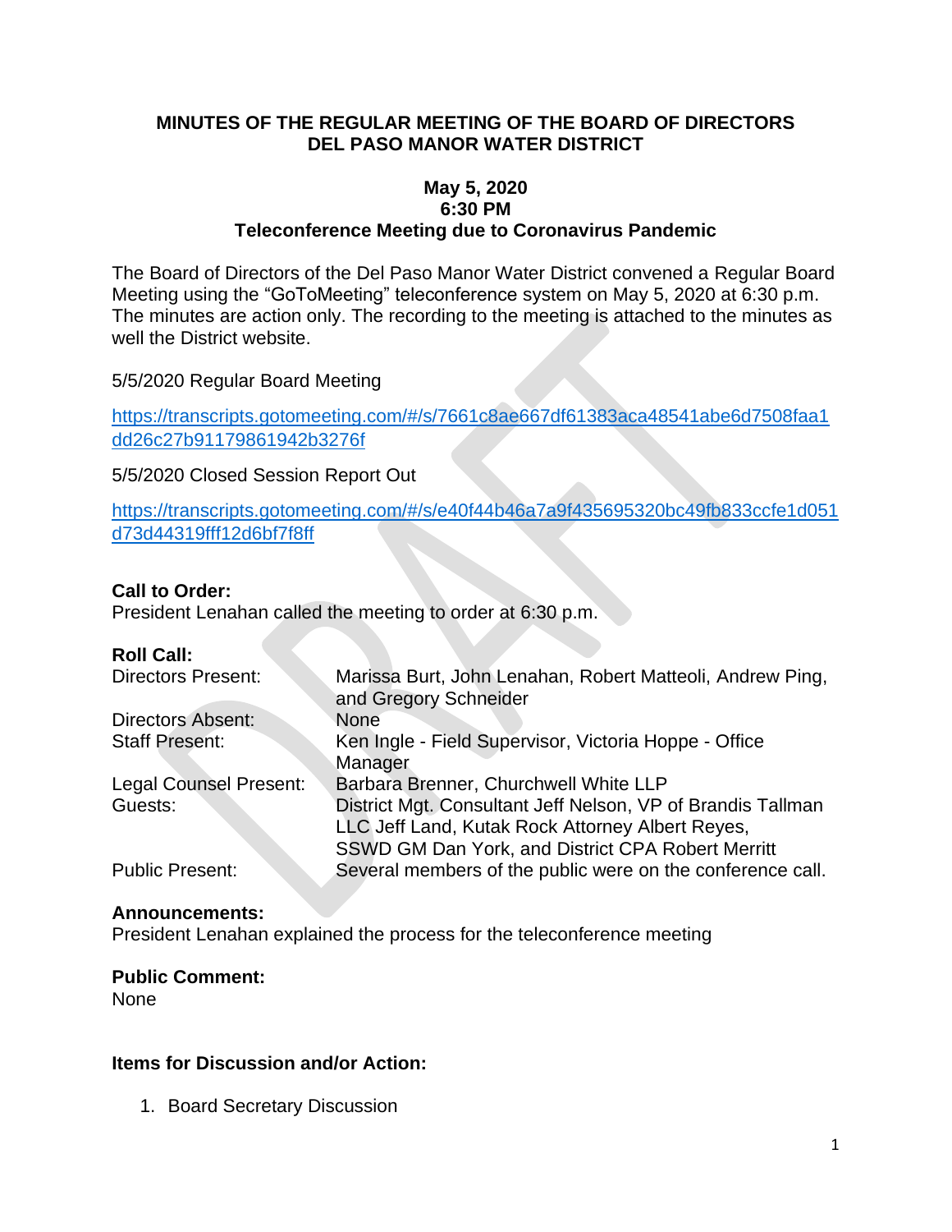# MINUTES OF THE REGULAR MEETING OF THE BOARD OF DIRECTORS DEL PASO MANOR WATER DISTRICT

**May 5, 2020**
**6:30 PM**
**Teleconference Meeting due to Coronavirus Pandemic**

The Board of Directors of the Del Paso Manor Water District convened a Regular Board Meeting using the "GoToMeeting" teleconference system on May 5, 2020 at 6:30 p.m. The minutes are action only. The recording to the meeting is attached to the minutes as well the District website.

5/5/2020 Regular Board Meeting

https://transcripts.gotomeeting.com/#/s/7661c8ae667df61383aca48541abe6d7508faa1dd26c27b91179861942b3276f

5/5/2020 Closed Session Report Out

https://transcripts.gotomeeting.com/#/s/e40f44b46a7a9f435695320bc49fb833ccfe1d051d73d44319fff12d6bf7f8ff

**Call to Order:**
President Lenahan called the meeting to order at 6:30 p.m.

**Roll Call:**

| | |
|---|---|
| Directors Present: | Marissa Burt, John Lenahan, Robert Matteoli, Andrew Ping, and Gregory Schneider |
| Directors Absent: | None |
| Staff Present: | Ken Ingle - Field Supervisor, Victoria Hoppe - Office Manager |
| Legal Counsel Present: | Barbara Brenner, Churchwell White LLP |
| Guests: | District Mgt. Consultant Jeff Nelson, VP of Brandis Tallman LLC Jeff Land, Kutak Rock Attorney Albert Reyes, SSWD GM Dan York, and District CPA Robert Merritt |
| Public Present: | Several members of the public were on the conference call. |

**Announcements:**
President Lenahan explained the process for the teleconference meeting

**Public Comment:**
None

**Items for Discussion and/or Action:**

1. Board Secretary Discussion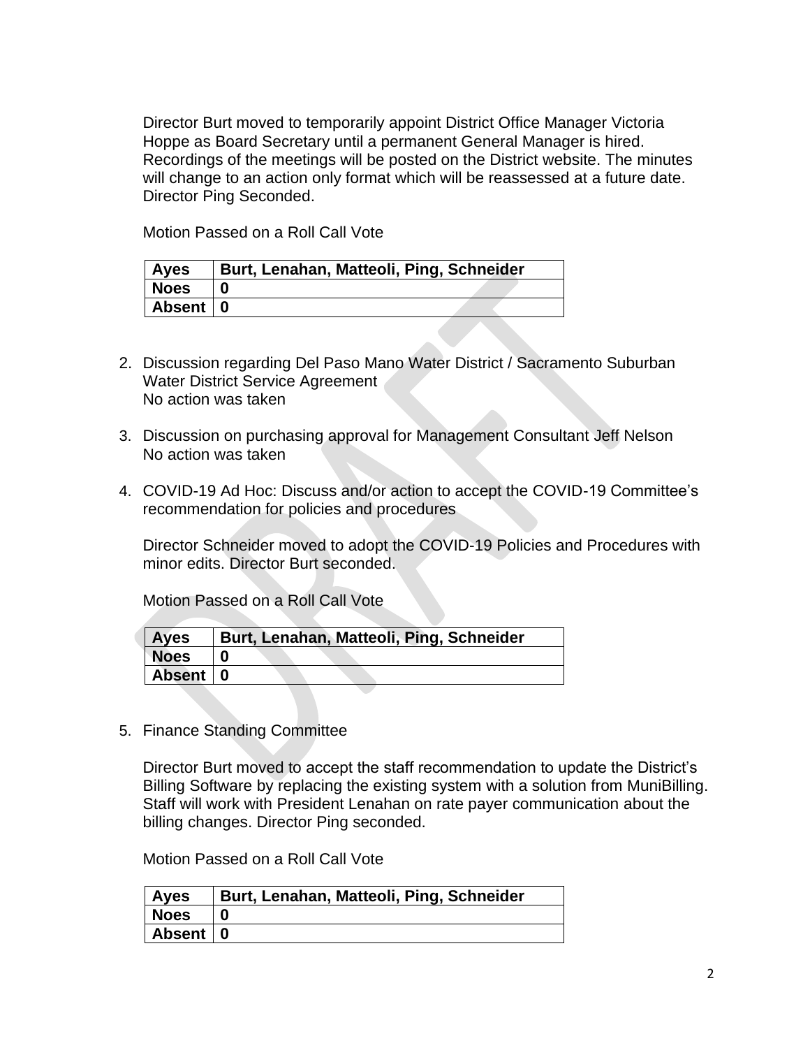Director Burt moved to temporarily appoint District Office Manager Victoria Hoppe as Board Secretary until a permanent General Manager is hired. Recordings of the meetings will be posted on the District website. The minutes will change to an action only format which will be reassessed at a future date. Director Ping Seconded.

Motion Passed on a Roll Call Vote

| **Ayes** | **Burt, Lenahan, Matteoli, Ping, Schneider** |
|---|---|
| **Noes** | **0** |
| **Absent** | **0** |

2. Discussion regarding Del Paso Mano Water District / Sacramento Suburban Water District Service Agreement
   No action was taken

3. Discussion on purchasing approval for Management Consultant Jeff Nelson
   No action was taken

4. COVID-19 Ad Hoc: Discuss and/or action to accept the COVID-19 Committee's recommendation for policies and procedures

   Director Schneider moved to adopt the COVID-19 Policies and Procedures with minor edits. Director Burt seconded.

   Motion Passed on a Roll Call Vote

| **Ayes** | **Burt, Lenahan, Matteoli, Ping, Schneider** |
|---|---|
| **Noes** | **0** |
| **Absent** | **0** |

5. Finance Standing Committee

   Director Burt moved to accept the staff recommendation to update the District's Billing Software by replacing the existing system with a solution from MuniBilling. Staff will work with President Lenahan on rate payer communication about the billing changes. Director Ping seconded.

   Motion Passed on a Roll Call Vote

| **Ayes** | **Burt, Lenahan, Matteoli, Ping, Schneider** |
|---|---|
| **Noes** | **0** |
| **Absent** | **0** |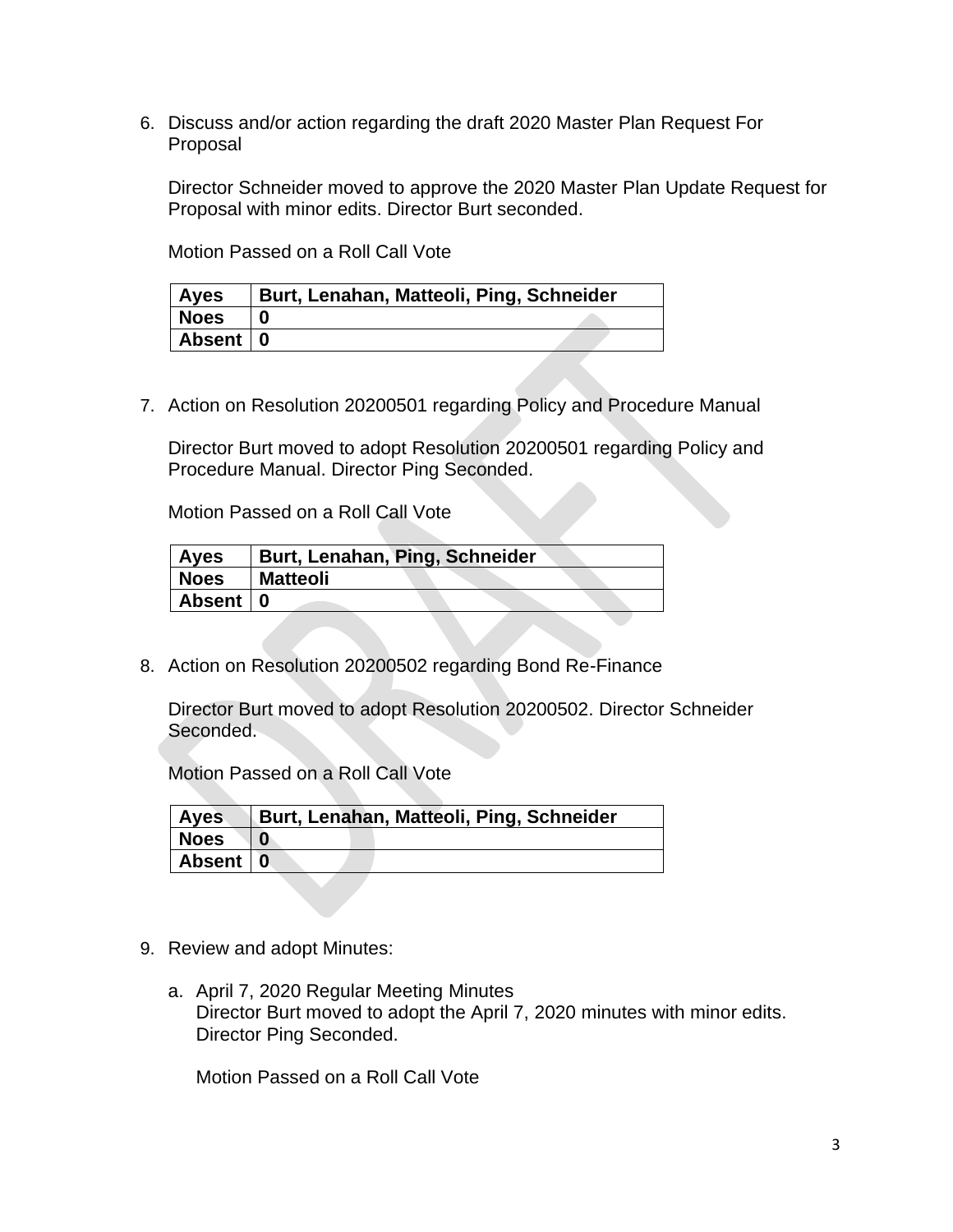6. Discuss and/or action regarding the draft 2020 Master Plan Request For Proposal

   Director Schneider moved to approve the 2020 Master Plan Update Request for Proposal with minor edits. Director Burt seconded.

   Motion Passed on a Roll Call Vote

   | Ayes | Burt, Lenahan, Matteoli, Ping, Schneider |
   |---|---|
   | Noes | 0 |
   | Absent | 0 |

7. Action on Resolution 20200501 regarding Policy and Procedure Manual

   Director Burt moved to adopt Resolution 20200501 regarding Policy and Procedure Manual. Director Ping Seconded.

   Motion Passed on a Roll Call Vote

   | Ayes | Burt, Lenahan, Ping, Schneider |
   |---|---|
   | Noes | Matteoli |
   | Absent | 0 |

8. Action on Resolution 20200502 regarding Bond Re-Finance

   Director Burt moved to adopt Resolution 20200502. Director Schneider Seconded.

   Motion Passed on a Roll Call Vote

   | Ayes | Burt, Lenahan, Matteoli, Ping, Schneider |
   |---|---|
   | Noes | 0 |
   | Absent | 0 |

9. Review and adopt Minutes:

   a. April 7, 2020 Regular Meeting Minutes
      Director Burt moved to adopt the April 7, 2020 minutes with minor edits. Director Ping Seconded.

      Motion Passed on a Roll Call Vote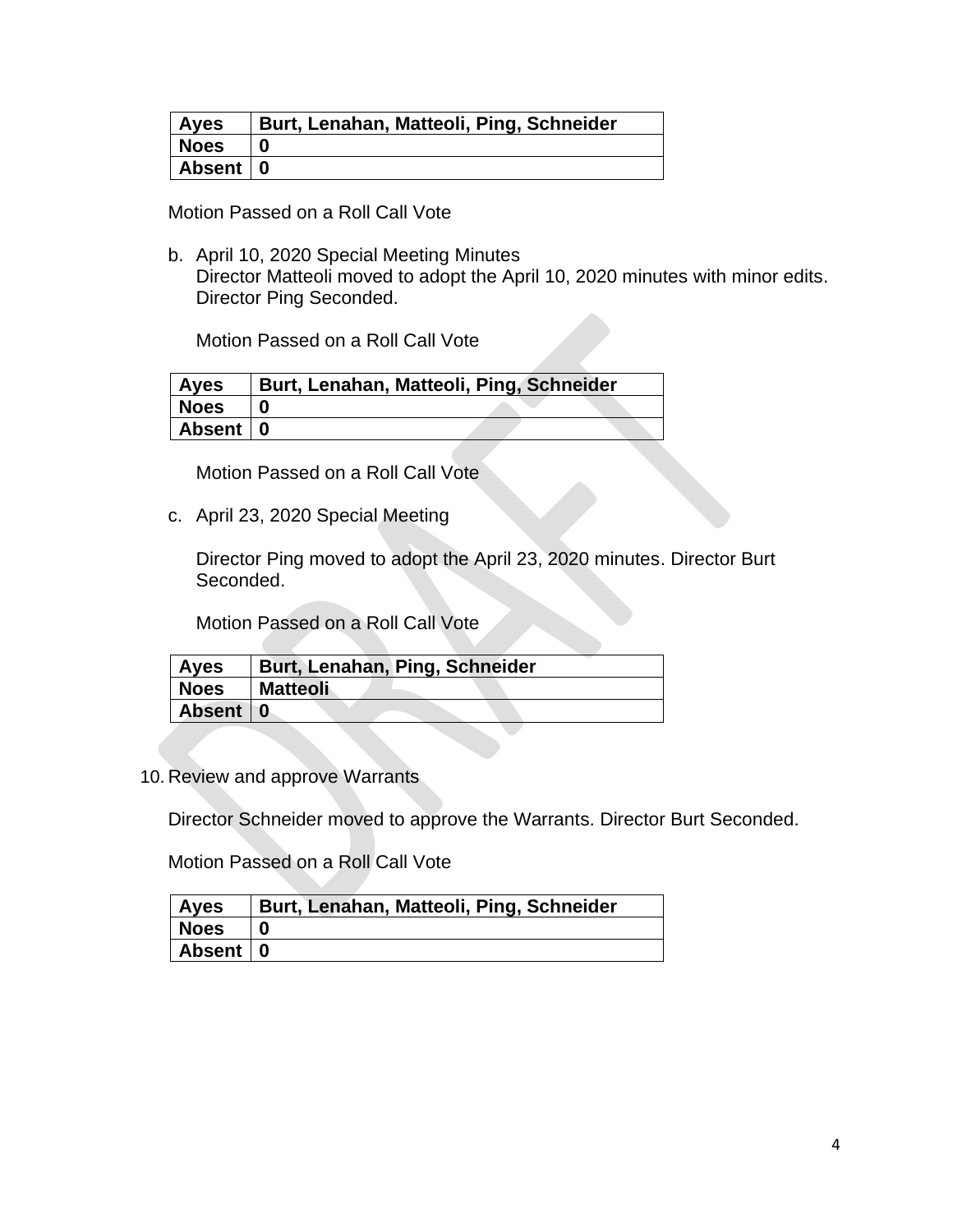| Ayes | Burt, Lenahan, Matteoli, Ping, Schneider |
| --- | --- |
| Noes | 0 |
| Absent | 0 |

Motion Passed on a Roll Call Vote

b. April 10, 2020 Special Meeting Minutes
   Director Matteoli moved to adopt the April 10, 2020 minutes with minor edits. Director Ping Seconded.

   Motion Passed on a Roll Call Vote

| Ayes | Burt, Lenahan, Matteoli, Ping, Schneider |
| --- | --- |
| Noes | 0 |
| Absent | 0 |

   Motion Passed on a Roll Call Vote

c. April 23, 2020 Special Meeting

   Director Ping moved to adopt the April 23, 2020 minutes. Director Burt Seconded.

   Motion Passed on a Roll Call Vote

| Ayes | Burt, Lenahan, Ping, Schneider |
| --- | --- |
| Noes | Matteoli |
| Absent | 0 |

10. Review and approve Warrants

Director Schneider moved to approve the Warrants. Director Burt Seconded.

Motion Passed on a Roll Call Vote

| Ayes | Burt, Lenahan, Matteoli, Ping, Schneider |
| --- | --- |
| Noes | 0 |
| Absent | 0 |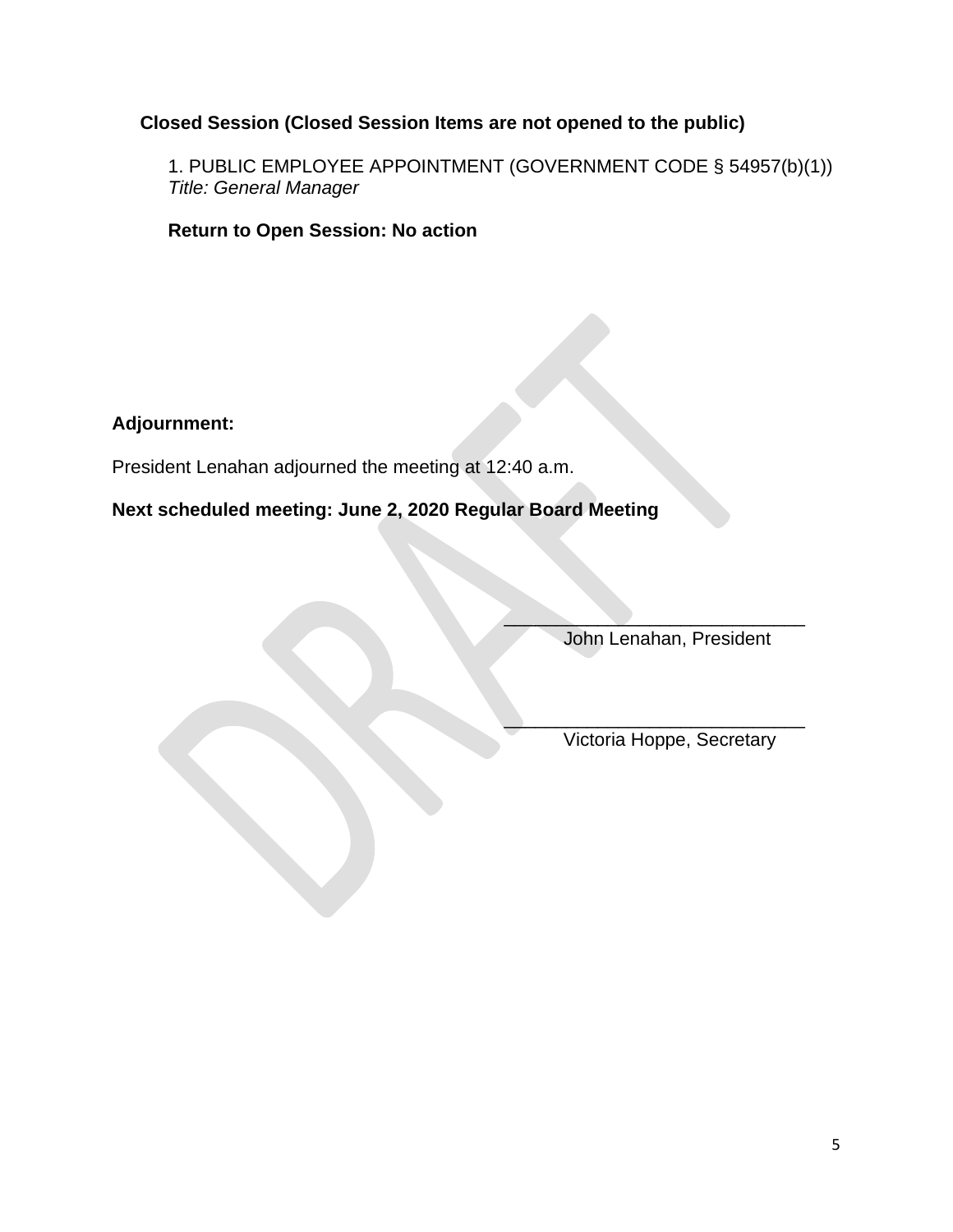**Closed Session (Closed Session Items are not opened to the public)**

1. PUBLIC EMPLOYEE APPOINTMENT (GOVERNMENT CODE § 54957(b)(1))
*Title: General Manager*

**Return to Open Session: No action**

**Adjournment:**

President Lenahan adjourned the meeting at 12:40 a.m.

**Next scheduled meeting: June 2, 2020 Regular Board Meeting**

\_\_\_\_\_\_\_\_\_\_\_\_\_\_\_\_\_\_\_\_\_\_\_\_\_\_\_\_\_\_
John Lenahan, President

\_\_\_\_\_\_\_\_\_\_\_\_\_\_\_\_\_\_\_\_\_\_\_\_\_\_\_\_\_\_
Victoria Hoppe, Secretary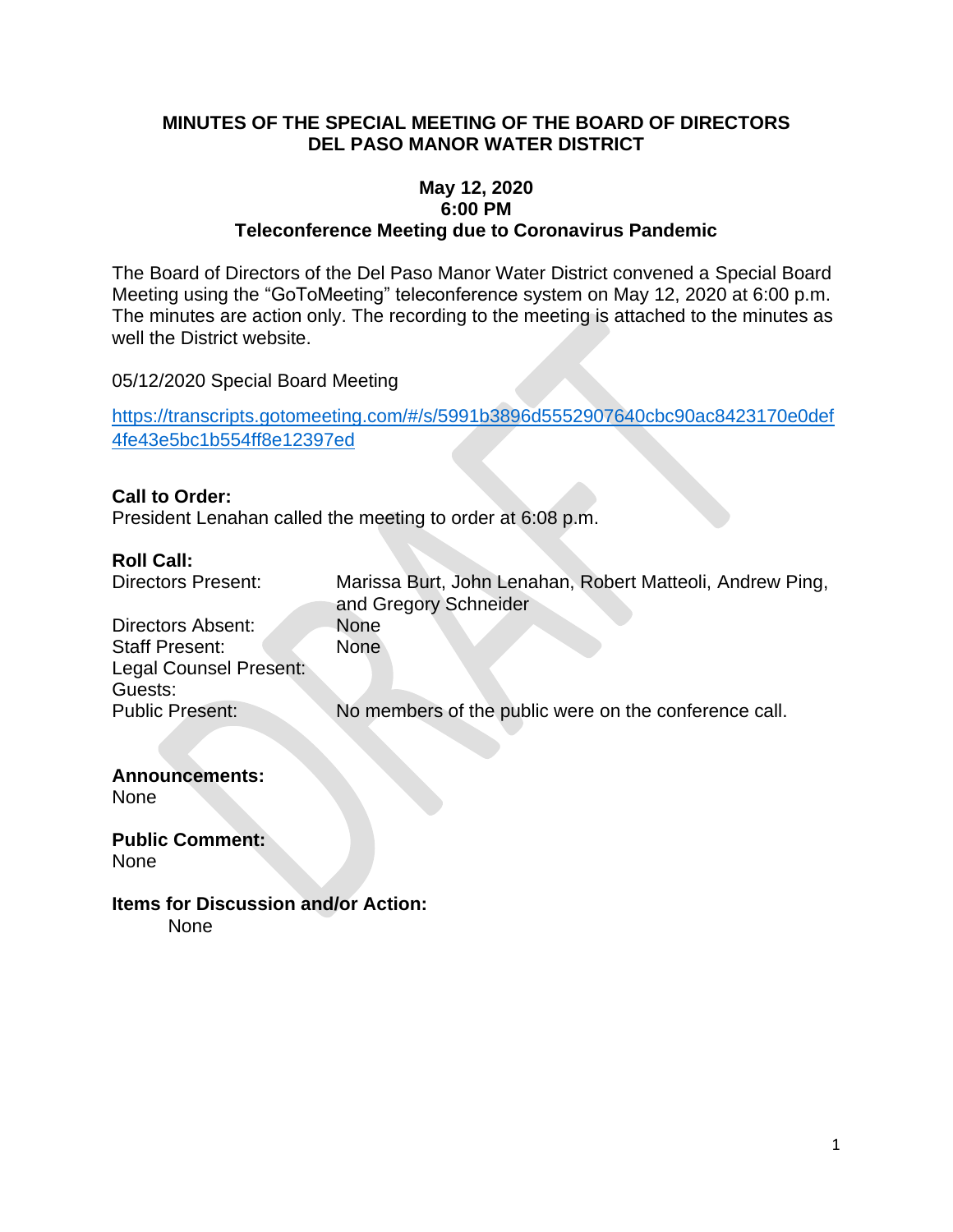# MINUTES OF THE SPECIAL MEETING OF THE BOARD OF DIRECTORS DEL PASO MANOR WATER DISTRICT

**May 12, 2020**
**6:00 PM**
**Teleconference Meeting due to Coronavirus Pandemic**

The Board of Directors of the Del Paso Manor Water District convened a Special Board Meeting using the "GoToMeeting" teleconference system on May 12, 2020 at 6:00 p.m. The minutes are action only. The recording to the meeting is attached to the minutes as well the District website.

05/12/2020 Special Board Meeting

https://transcripts.gotomeeting.com/#/s/5991b3896d5552907640cbc90ac8423170e0def4fe43e5bc1b554ff8e12397ed

**Call to Order:**
President Lenahan called the meeting to order at 6:08 p.m.

**Roll Call:**

| | |
|---|---|
| Directors Present: | Marissa Burt, John Lenahan, Robert Matteoli, Andrew Ping, and Gregory Schneider |
| Directors Absent: | None |
| Staff Present: | None |
| Legal Counsel Present: | |
| Guests: | |
| Public Present: | No members of the public were on the conference call. |

**Announcements:**
None

**Public Comment:**
None

**Items for Discussion and/or Action:**
None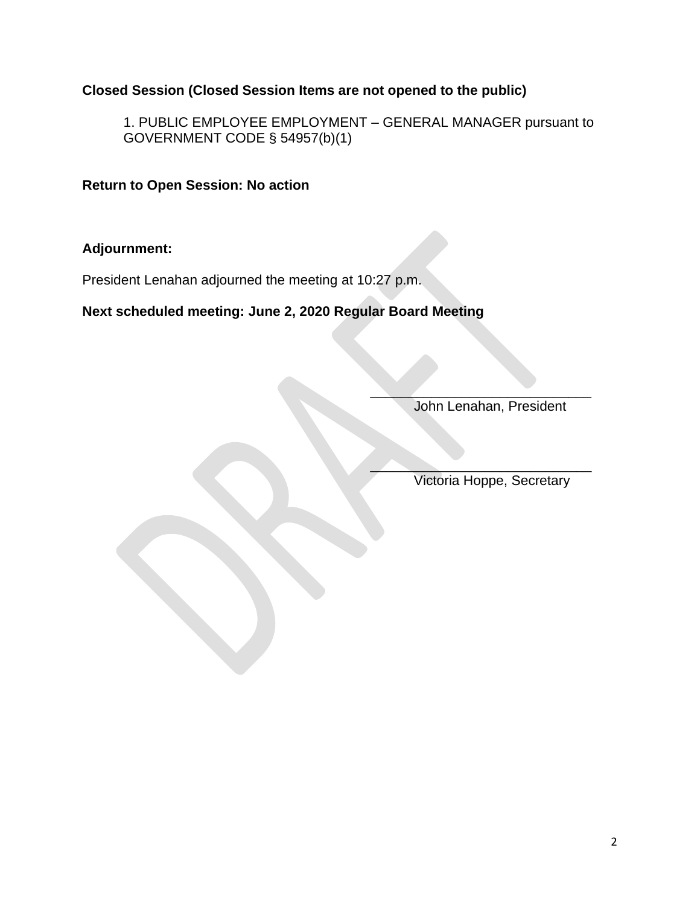**Closed Session (Closed Session Items are not opened to the public)**

1. PUBLIC EMPLOYEE EMPLOYMENT – GENERAL MANAGER pursuant to GOVERNMENT CODE § 54957(b)(1)

**Return to Open Session: No action**

**Adjournment:**

President Lenahan adjourned the meeting at 10:27 p.m.

**Next scheduled meeting: June 2, 2020 Regular Board Meeting**

\_\_\_\_\_\_\_\_\_\_\_\_\_\_\_\_\_\_\_\_\_\_\_\_\_\_\_\_\_\_
John Lenahan, President

\_\_\_\_\_\_\_\_\_\_\_\_\_\_\_\_\_\_\_\_\_\_\_\_\_\_\_\_\_\_
Victoria Hoppe, Secretary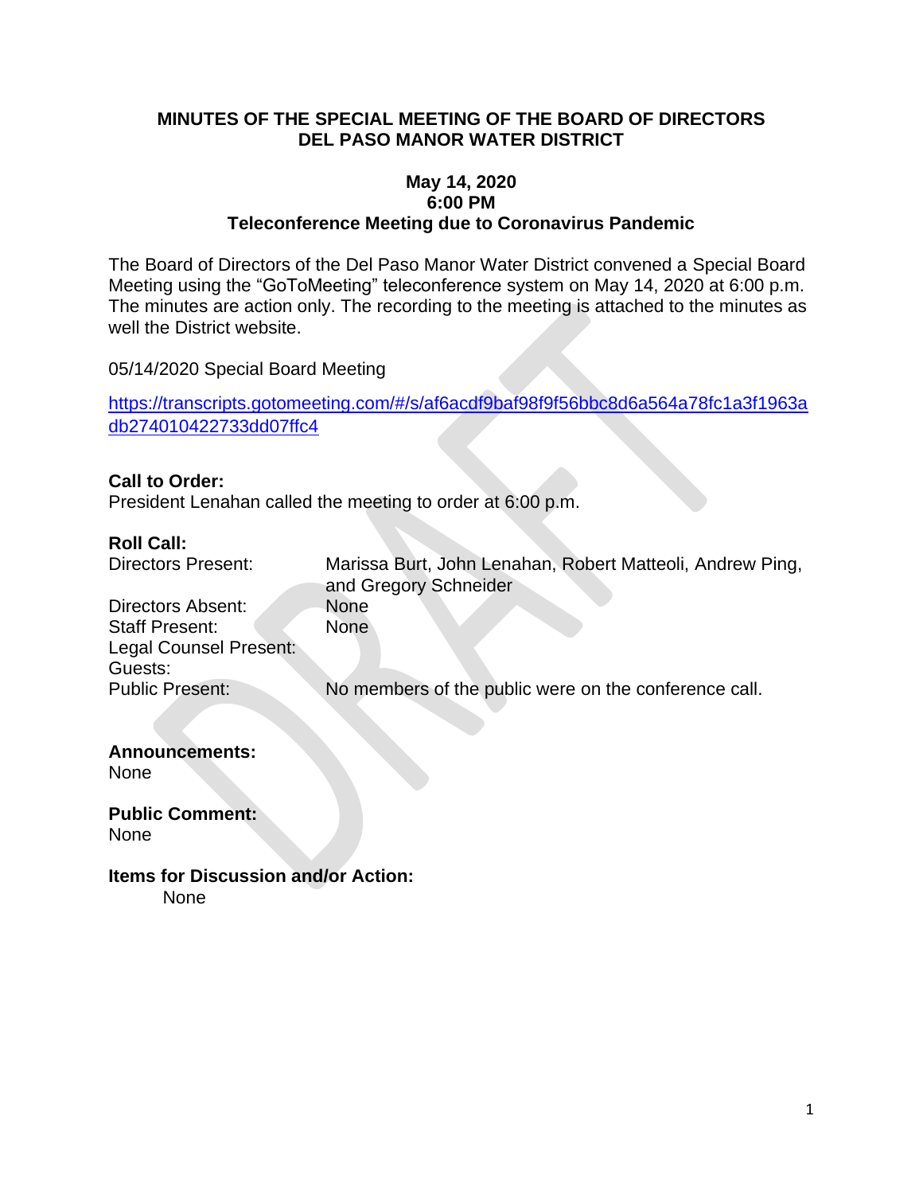**MINUTES OF THE SPECIAL MEETING OF THE BOARD OF DIRECTORS**
**DEL PASO MANOR WATER DISTRICT**

**May 14, 2020**
**6:00 PM**
**Teleconference Meeting due to Coronavirus Pandemic**

The Board of Directors of the Del Paso Manor Water District convened a Special Board Meeting using the "GoToMeeting" teleconference system on May 14, 2020 at 6:00 p.m. The minutes are action only. The recording to the meeting is attached to the minutes as well the District website.

05/14/2020 Special Board Meeting

https://transcripts.gotomeeting.com/#/s/af6acdf9baf98f9f56bbc8d6a564a78fc1a3f1963adb274010422733dd07ffc4

**Call to Order:**
President Lenahan called the meeting to order at 6:00 p.m.

**Roll Call:**

| | |
|---|---|
| Directors Present: | Marissa Burt, John Lenahan, Robert Matteoli, Andrew Ping, and Gregory Schneider |
| Directors Absent: | None |
| Staff Present: | None |
| Legal Counsel Present: | |
| Guests: | |
| Public Present: | No members of the public were on the conference call. |

**Announcements:**
None

**Public Comment:**
None

**Items for Discussion and/or Action:**
None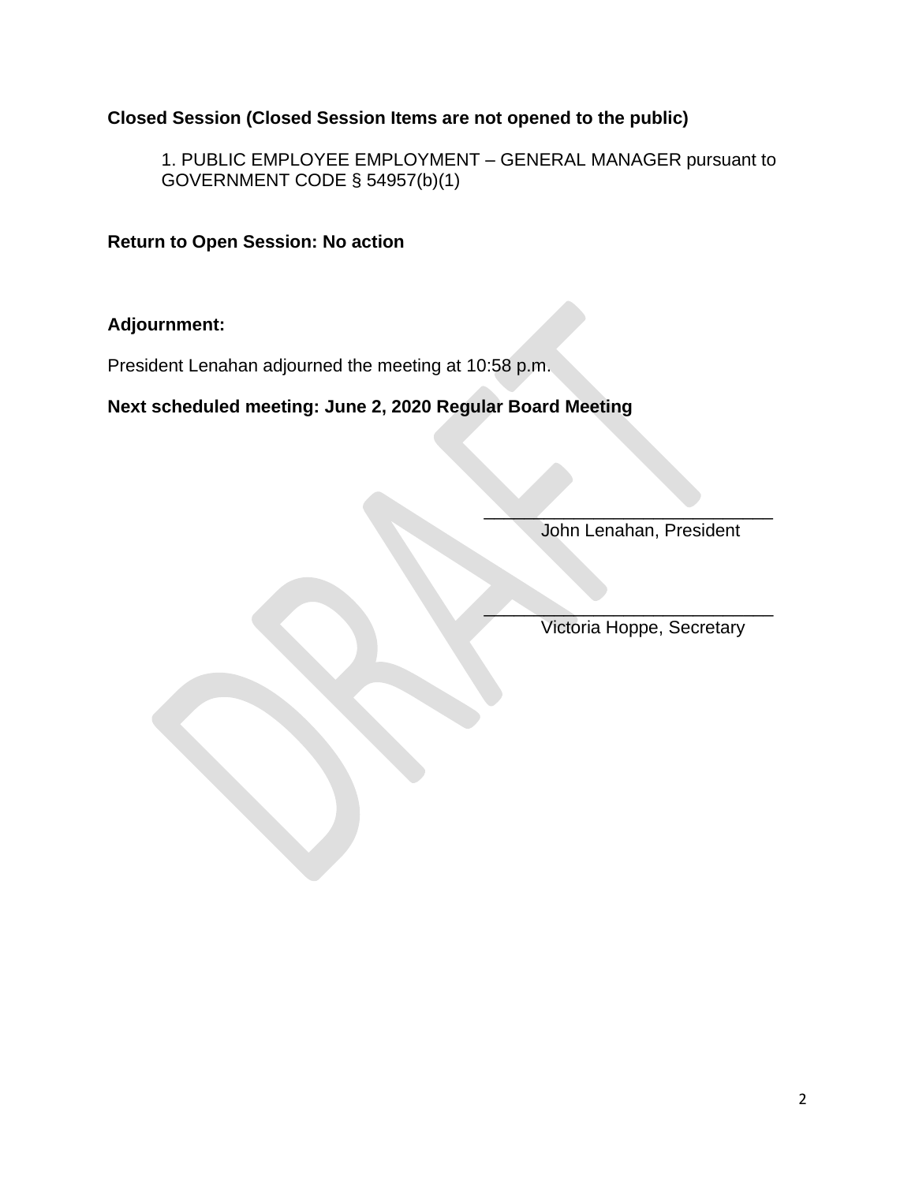**Closed Session (Closed Session Items are not opened to the public)**

1. PUBLIC EMPLOYEE EMPLOYMENT – GENERAL MANAGER pursuant to GOVERNMENT CODE § 54957(b)(1)

**Return to Open Session: No action**

**Adjournment:**

President Lenahan adjourned the meeting at 10:58 p.m.

**Next scheduled meeting: June 2, 2020 Regular Board Meeting**

\_\_\_\_\_\_\_\_\_\_\_\_\_\_\_\_\_\_\_\_\_\_\_\_\_\_\_\_\_\_
John Lenahan, President

\_\_\_\_\_\_\_\_\_\_\_\_\_\_\_\_\_\_\_\_\_\_\_\_\_\_\_\_\_\_
Victoria Hoppe, Secretary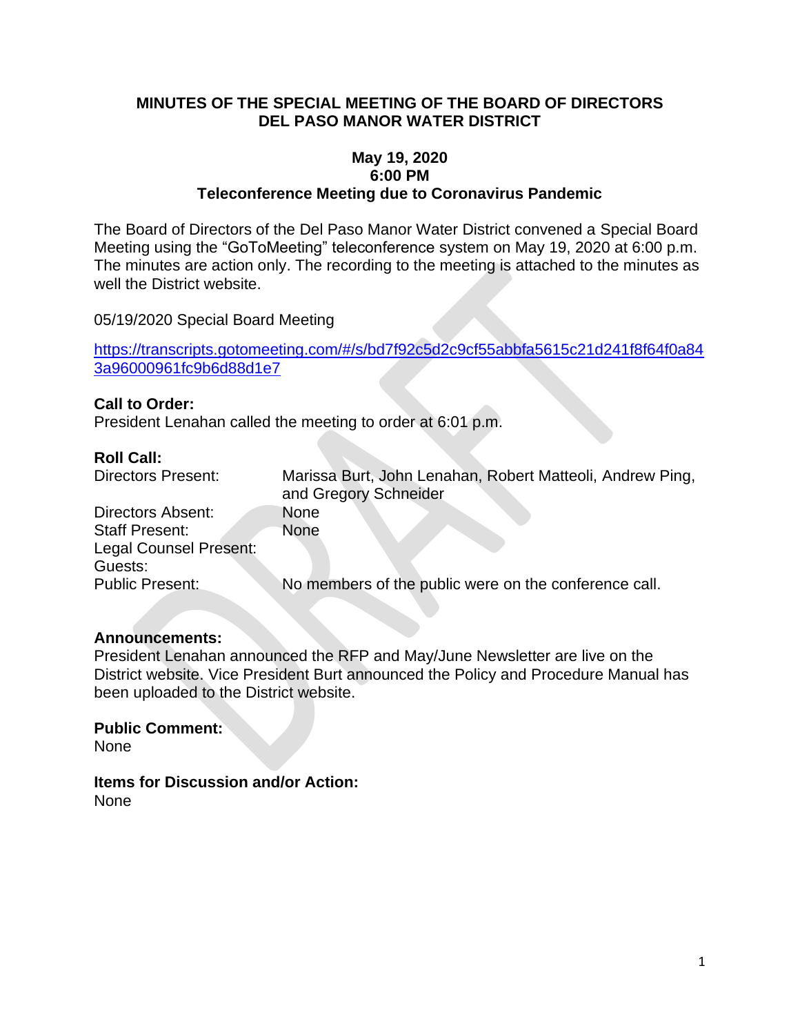**MINUTES OF THE SPECIAL MEETING OF THE BOARD OF DIRECTORS**
**DEL PASO MANOR WATER DISTRICT**

**May 19, 2020**
**6:00 PM**
**Teleconference Meeting due to Coronavirus Pandemic**

The Board of Directors of the Del Paso Manor Water District convened a Special Board Meeting using the "GoToMeeting" teleconference system on May 19, 2020 at 6:00 p.m. The minutes are action only. The recording to the meeting is attached to the minutes as well the District website.

05/19/2020 Special Board Meeting

https://transcripts.gotomeeting.com/#/s/bd7f92c5d2c9cf55abbfa5615c21d241f8f64f0a843a96000961fc9b6d88d1e7

**Call to Order:**
President Lenahan called the meeting to order at 6:01 p.m.

**Roll Call:**

| | |
|---|---|
| Directors Present: | Marissa Burt, John Lenahan, Robert Matteoli, Andrew Ping, and Gregory Schneider |
| Directors Absent: | None |
| Staff Present: | None |
| Legal Counsel Present: | |
| Guests: | |
| Public Present: | No members of the public were on the conference call. |

**Announcements:**
President Lenahan announced the RFP and May/June Newsletter are live on the District website. Vice President Burt announced the Policy and Procedure Manual has been uploaded to the District website.

**Public Comment:**
None

**Items for Discussion and/or Action:**
None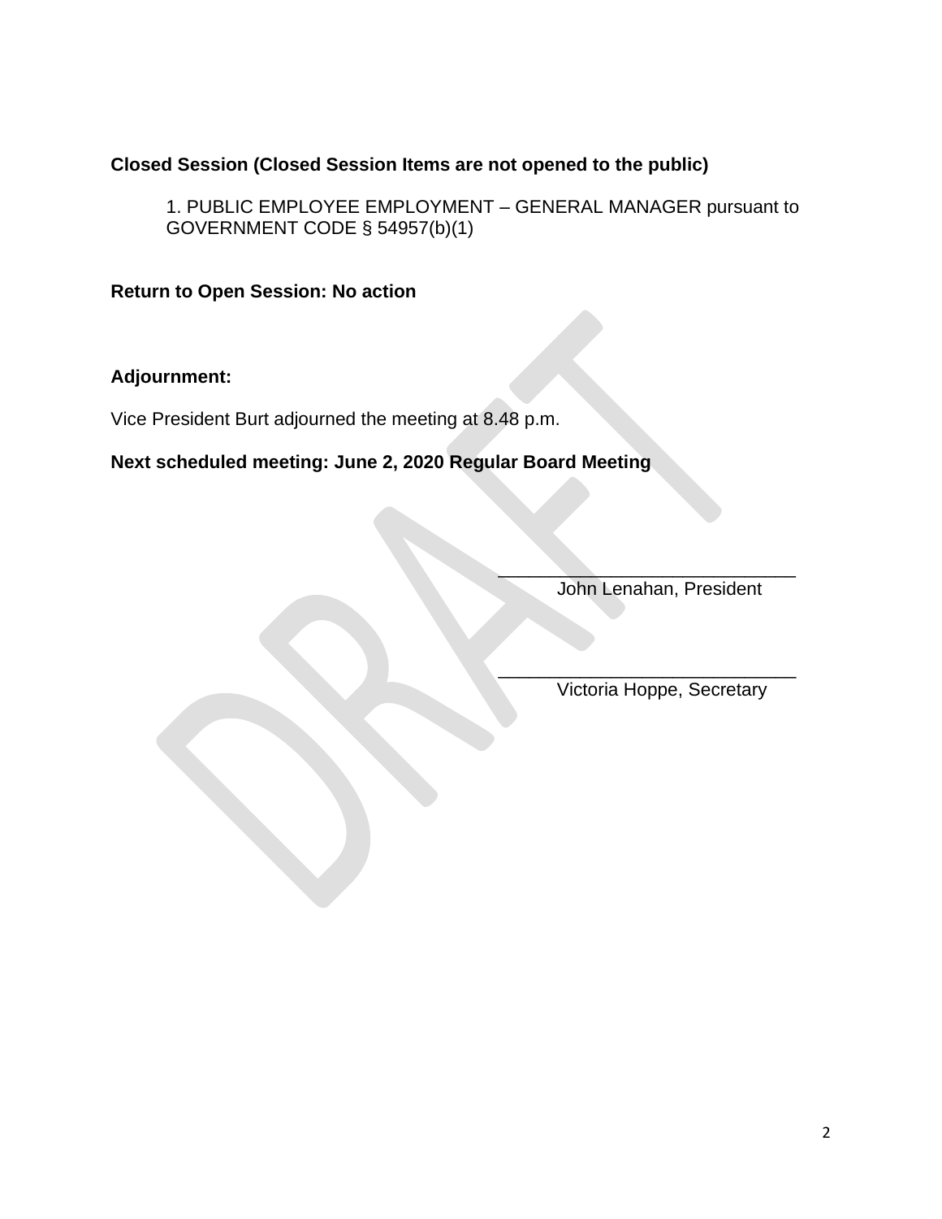**Closed Session (Closed Session Items are not opened to the public)**

1. PUBLIC EMPLOYEE EMPLOYMENT – GENERAL MANAGER pursuant to GOVERNMENT CODE § 54957(b)(1)

**Return to Open Session: No action**

**Adjournment:**

Vice President Burt adjourned the meeting at 8.48 p.m.

**Next scheduled meeting: June 2, 2020 Regular Board Meeting**

_____________________________
John Lenahan, President

_____________________________
Victoria Hoppe, Secretary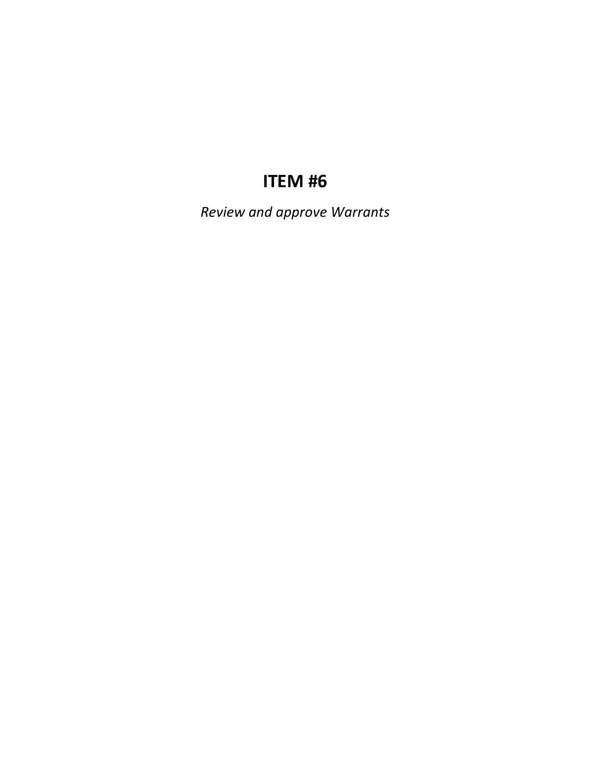# ITEM #6

*Review and approve Warrants*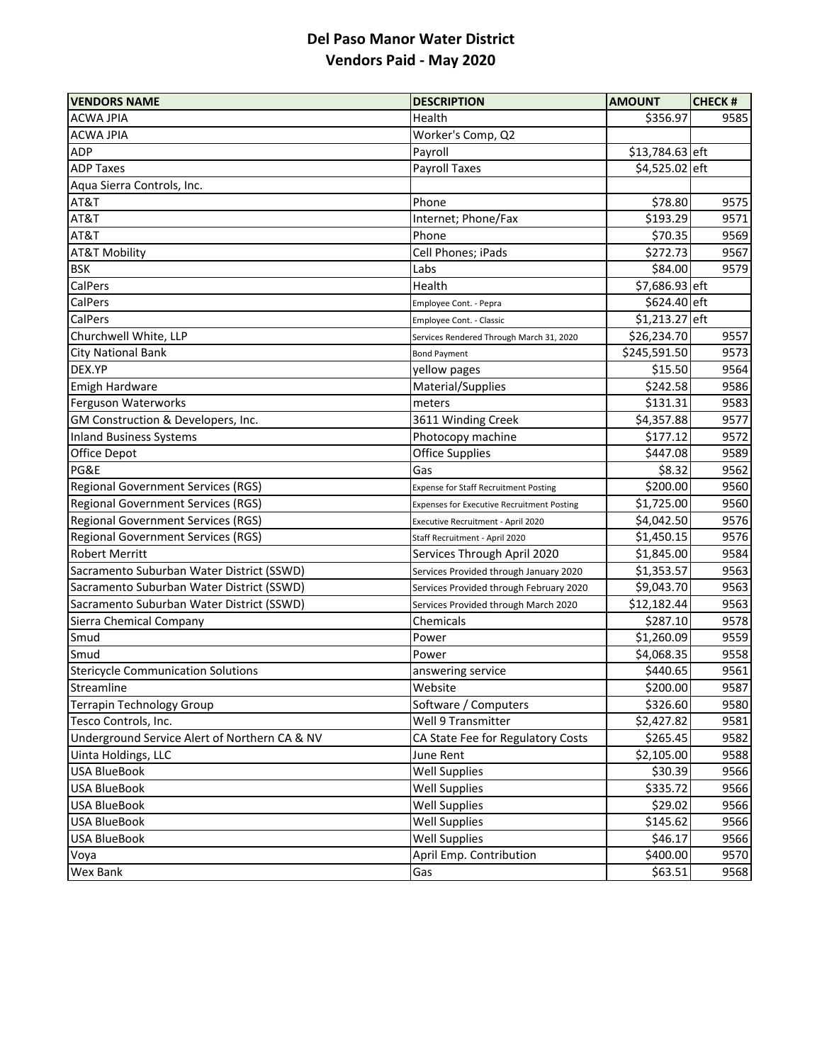# Del Paso Manor Water District
## Vendors Paid - May 2020

| VENDORS NAME | DESCRIPTION | AMOUNT | CHECK # |
|---|---|---|---|
| ACWA JPIA | Health | $356.97 | 9585 |
| ACWA JPIA | Worker's Comp, Q2 | | |
| ADP | Payroll | $13,784.63 | eft |
| ADP Taxes | Payroll Taxes | $4,525.02 | eft |
| Aqua Sierra Controls, Inc. | | | |
| AT&T | Phone | $78.80 | 9575 |
| AT&T | Internet; Phone/Fax | $193.29 | 9571 |
| AT&T | Phone | $70.35 | 9569 |
| AT&T Mobility | Cell Phones; iPads | $272.73 | 9567 |
| BSK | Labs | $84.00 | 9579 |
| CalPers | Health | $7,686.93 | eft |
| CalPers | Employee Cont. - Pepra | $624.40 | eft |
| CalPers | Employee Cont. - Classic | $1,213.27 | eft |
| Churchwell White, LLP | Services Rendered Through March 31, 2020 | $26,234.70 | 9557 |
| City National Bank | Bond Payment | $245,591.50 | 9573 |
| DEX.YP | yellow pages | $15.50 | 9564 |
| Emigh Hardware | Material/Supplies | $242.58 | 9586 |
| Ferguson Waterworks | meters | $131.31 | 9583 |
| GM Construction & Developers, Inc. | 3611 Winding Creek | $4,357.88 | 9577 |
| Inland Business Systems | Photocopy machine | $177.12 | 9572 |
| Office Depot | Office Supplies | $447.08 | 9589 |
| PG&E | Gas | $8.32 | 9562 |
| Regional Government Services (RGS) | Expense for Staff Recruitment Posting | $200.00 | 9560 |
| Regional Government Services (RGS) | Expenses for Executive Recruitment Posting | $1,725.00 | 9560 |
| Regional Government Services (RGS) | Executive Recruitment - April 2020 | $4,042.50 | 9576 |
| Regional Government Services (RGS) | Staff Recruitment - April 2020 | $1,450.15 | 9576 |
| Robert Merritt | Services Through April 2020 | $1,845.00 | 9584 |
| Sacramento Suburban Water District (SSWD) | Services Provided through January 2020 | $1,353.57 | 9563 |
| Sacramento Suburban Water District (SSWD) | Services Provided through February 2020 | $9,043.70 | 9563 |
| Sacramento Suburban Water District (SSWD) | Services Provided through March 2020 | $12,182.44 | 9563 |
| Sierra Chemical Company | Chemicals | $287.10 | 9578 |
| Smud | Power | $1,260.09 | 9559 |
| Smud | Power | $4,068.35 | 9558 |
| Stericycle Communication Solutions | answering service | $440.65 | 9561 |
| Streamline | Website | $200.00 | 9587 |
| Terrapin Technology Group | Software / Computers | $326.60 | 9580 |
| Tesco Controls, Inc. | Well 9 Transmitter | $2,427.82 | 9581 |
| Underground Service Alert of Northern CA & NV | CA State Fee for Regulatory Costs | $265.45 | 9582 |
| Uinta Holdings, LLC | June Rent | $2,105.00 | 9588 |
| USA BlueBook | Well Supplies | $30.39 | 9566 |
| USA BlueBook | Well Supplies | $335.72 | 9566 |
| USA BlueBook | Well Supplies | $29.02 | 9566 |
| USA BlueBook | Well Supplies | $145.62 | 9566 |
| USA BlueBook | Well Supplies | $46.17 | 9566 |
| Voya | April Emp. Contribution | $400.00 | 9570 |
| Wex Bank | Gas | $63.51 | 9568 |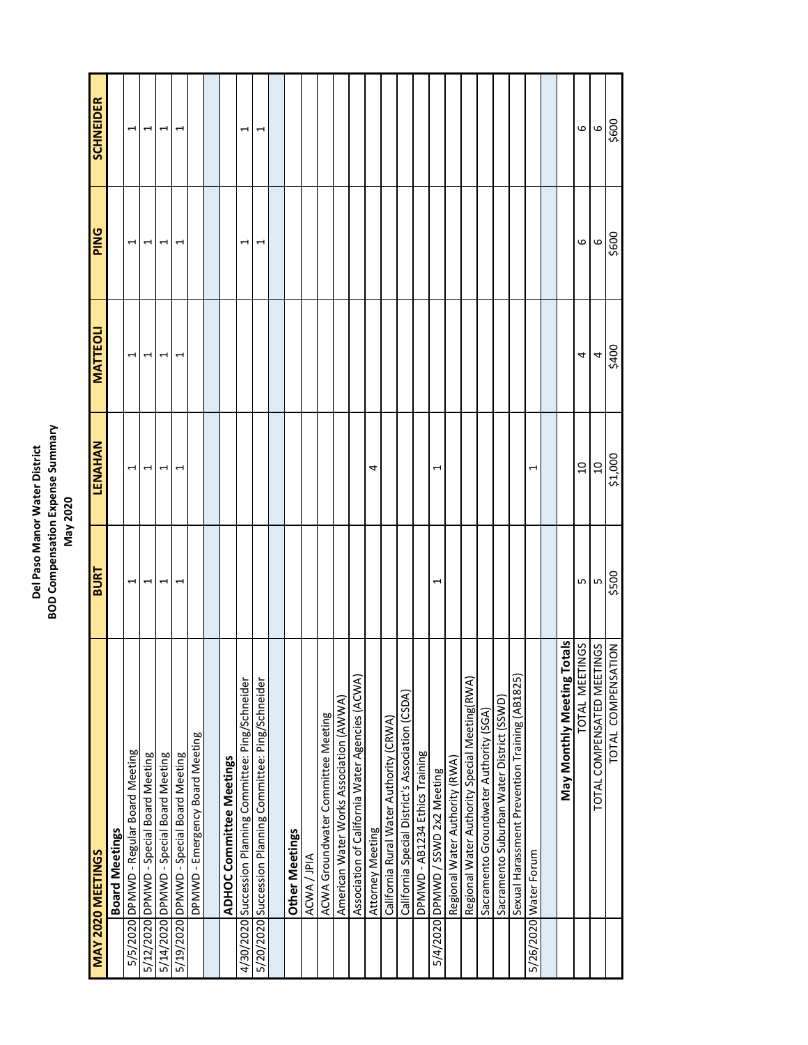**Del Paso Manor Water District**
**BOD Compensation Expense Summary**
**May 2020**

| MAY 2020 MEETINGS | | BURT | LENAHAN | MATTEOLI | PING | SCHNEIDER |
|---|---|---|---|---|---|---|
| | **Board Meetings** | | | | | |
| 5/5/2020 | DPMWD - Regular Board Meeting | 1 | 1 | 1 | 1 | 1 |
| 5/12/2020 | DPMWD - Special Board Meeting | 1 | 1 | 1 | 1 | 1 |
| 5/14/2020 | DPMWD - Special Board Meeting | 1 | 1 | 1 | 1 | 1 |
| 5/19/2020 | DPMWD - Special Board Meeting | 1 | 1 | 1 | 1 | 1 |
| | DPMWD - Emergency Board Meeting | | | | | |
| | | | | | | |
| | **ADHOC Committee Meetings** | | | | | |
| 4/30/2020 | Succession Planning Committee: Ping/Schneider | | | | 1 | 1 |
| 5/20/2020 | Succession Planning Committee: Ping/Schneider | | | | 1 | 1 |
| | | | | | | |
| | **Other Meetings** | | | | | |
| | ACWA / JPIA | | | | | |
| | ACWA Groundwater Committee Meeting | | | | | |
| | American Water Works Association (AWWA) | | | | | |
| | Association of California Water Agencies (ACWA) | | | | | |
| | Attorney Meeting | | 4 | | | |
| | California Rural Water Authority (CRWA) | | | | | |
| | California Special District's Association (CSDA) | | | | | |
| | DPMWD - AB1234 Ethics Training | | | | | |
| 5/4/2020 | DPMWD / SSWD 2x2 Meeting | 1 | 1 | | | |
| | Regional Water Authority (RWA) | | | | | |
| | Regional Water Authority Special Meeting(RWA) | | | | | |
| | Sacramento Groundwater Authority (SGA) | | | | | |
| | Sacramento Suburban Water District (SSWD) | | | | | |
| | Sexual Harassment Prevention Training (AB1825) | | | | | |
| 5/26/2020 | Water Forum | | 1 | | | |
| | | | | | | |
| | **May Monthly Meeting Totals** | | | | | |
| | TOTAL MEETINGS | 5 | 10 | 4 | 6 | 6 |
| | TOTAL COMPENSATED MEETINGS | 5 | 10 | 4 | 6 | 6 |
| | TOTAL COMPENSATION | $500 | $1,000 | $400 | $600 | $600 |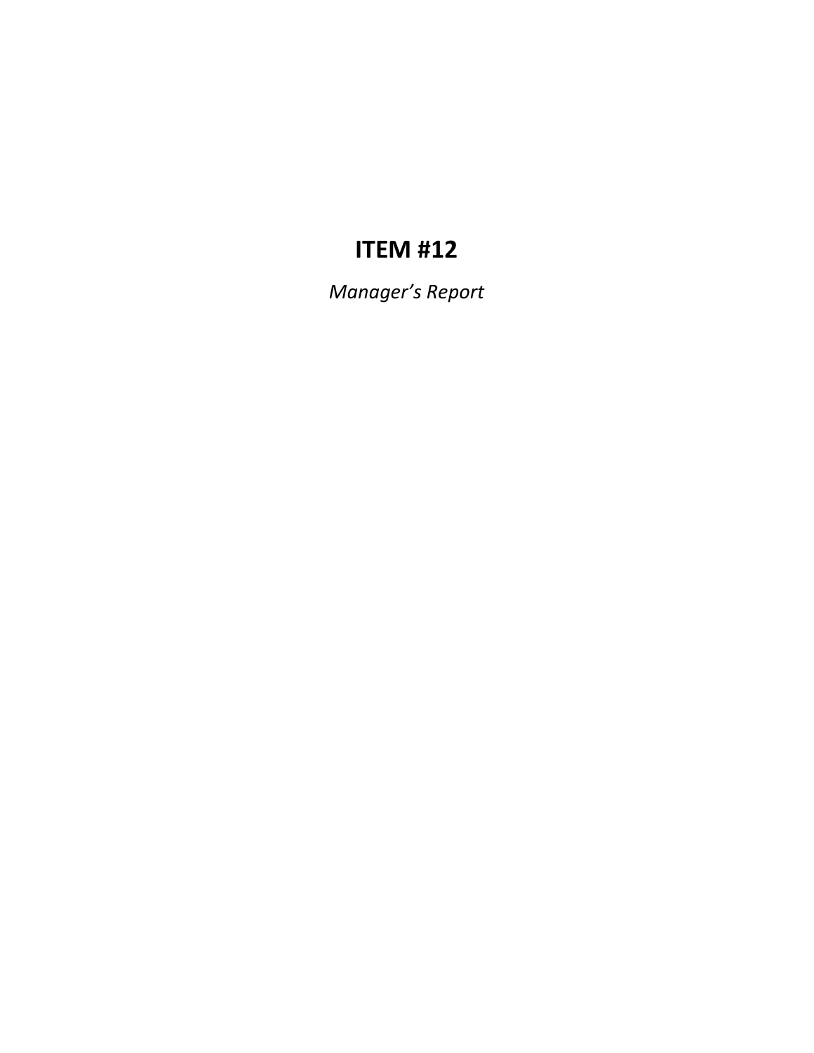# ITEM #12

*Manager's Report*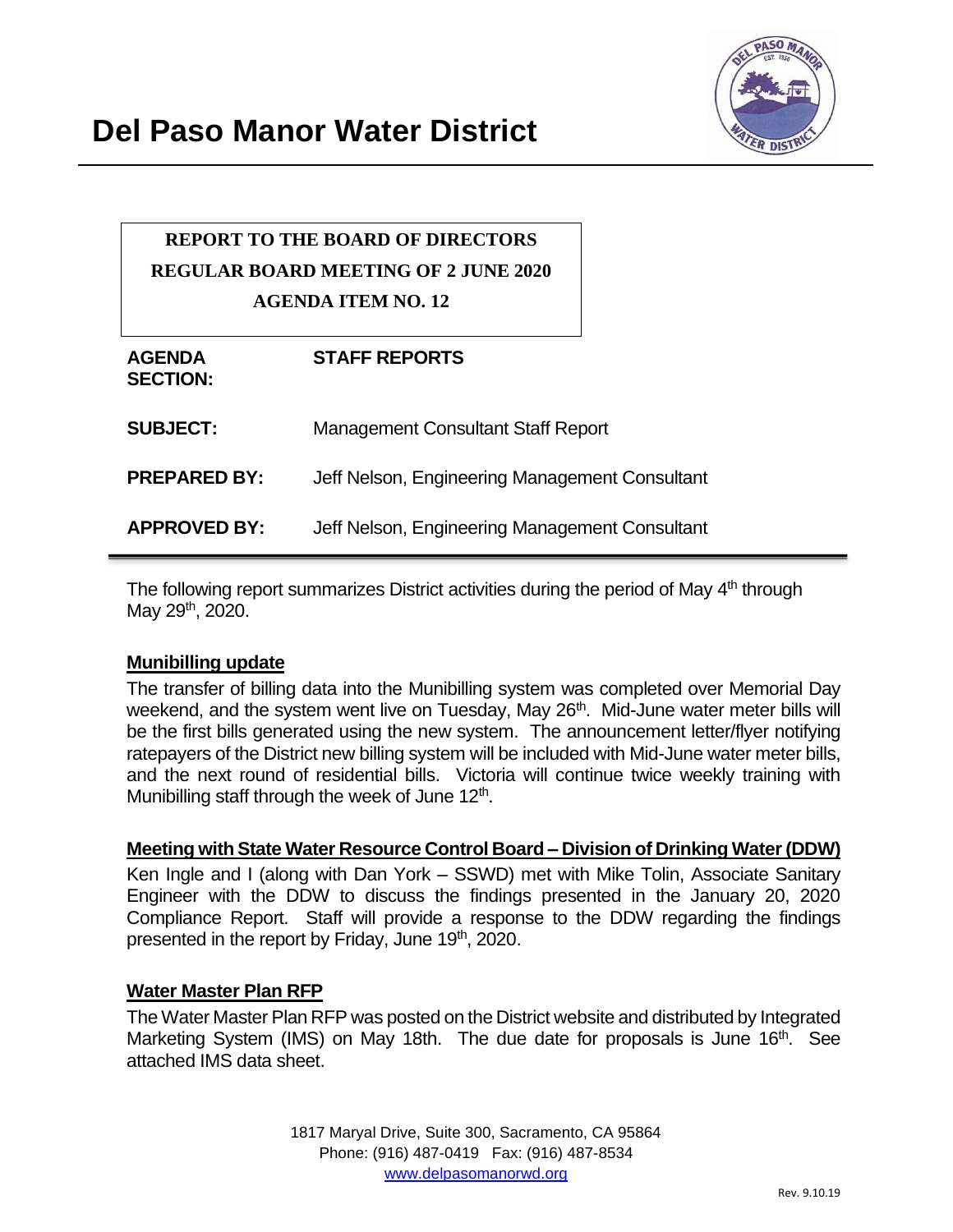# Del Paso Manor Water District

**REPORT TO THE BOARD OF DIRECTORS**
**REGULAR BOARD MEETING OF 2 JUNE 2020**
**AGENDA ITEM NO. 12**

| | |
|---|---|
| **AGENDA SECTION:** | **STAFF REPORTS** |
| **SUBJECT:** | Management Consultant Staff Report |
| **PREPARED BY:** | Jeff Nelson, Engineering Management Consultant |
| **APPROVED BY:** | Jeff Nelson, Engineering Management Consultant |

The following report summarizes District activities during the period of May 4th through May 29th, 2020.

## Munibilling update

The transfer of billing data into the Munibilling system was completed over Memorial Day weekend, and the system went live on Tuesday, May 26th. Mid-June water meter bills will be the first bills generated using the new system. The announcement letter/flyer notifying ratepayers of the District new billing system will be included with Mid-June water meter bills, and the next round of residential bills. Victoria will continue twice weekly training with Munibilling staff through the week of June 12th.

## Meeting with State Water Resource Control Board – Division of Drinking Water (DDW)

Ken Ingle and I (along with Dan York – SSWD) met with Mike Tolin, Associate Sanitary Engineer with the DDW to discuss the findings presented in the January 20, 2020 Compliance Report. Staff will provide a response to the DDW regarding the findings presented in the report by Friday, June 19th, 2020.

## Water Master Plan RFP

The Water Master Plan RFP was posted on the District website and distributed by Integrated Marketing System (IMS) on May 18th. The due date for proposals is June 16th. See attached IMS data sheet.

1817 Maryal Drive, Suite 300, Sacramento, CA 95864
Phone: (916) 487-0419 Fax: (916) 487-8534
www.delpasomanorwd.org

Rev. 9.10.19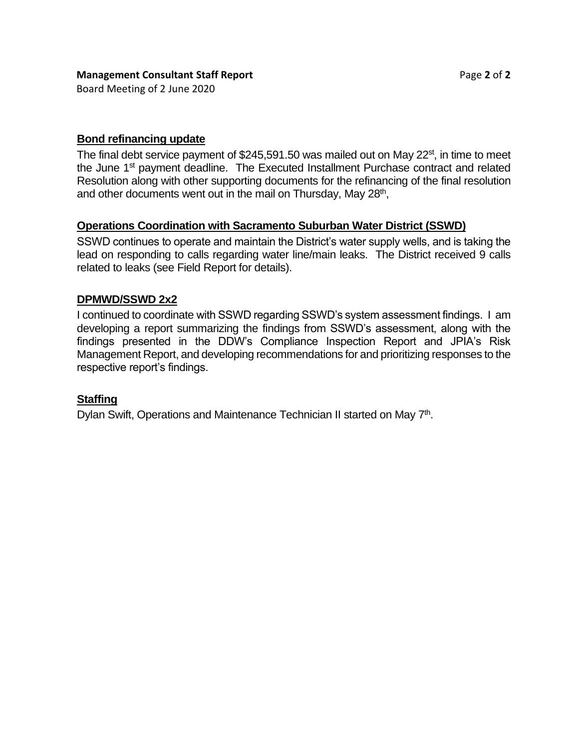**Management Consultant Staff Report**
Board Meeting of 2 June 2020

## Bond refinancing update

The final debt service payment of $245,591.50 was mailed out on May 22st, in time to meet the June 1st payment deadline. The Executed Installment Purchase contract and related Resolution along with other supporting documents for the refinancing of the final resolution and other documents went out in the mail on Thursday, May 28th,

## Operations Coordination with Sacramento Suburban Water District (SSWD)

SSWD continues to operate and maintain the District's water supply wells, and is taking the lead on responding to calls regarding water line/main leaks. The District received 9 calls related to leaks (see Field Report for details).

## DPMWD/SSWD 2x2

I continued to coordinate with SSWD regarding SSWD's system assessment findings. I am developing a report summarizing the findings from SSWD's assessment, along with the findings presented in the DDW's Compliance Inspection Report and JPIA's Risk Management Report, and developing recommendations for and prioritizing responses to the respective report's findings.

## Staffing

Dylan Swift, Operations and Maintenance Technician II started on May 7th.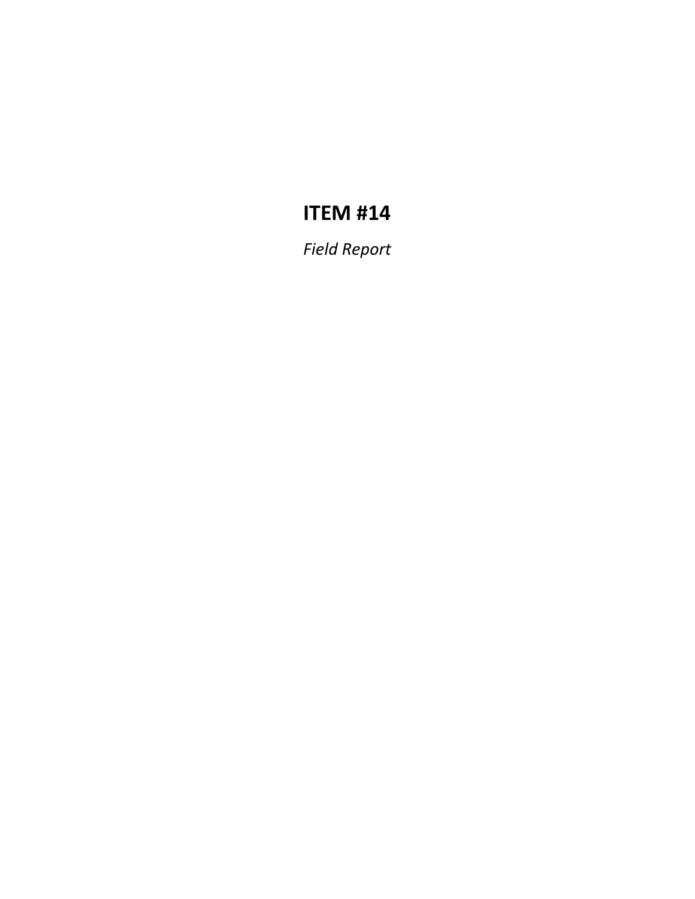# ITEM #14

*Field Report*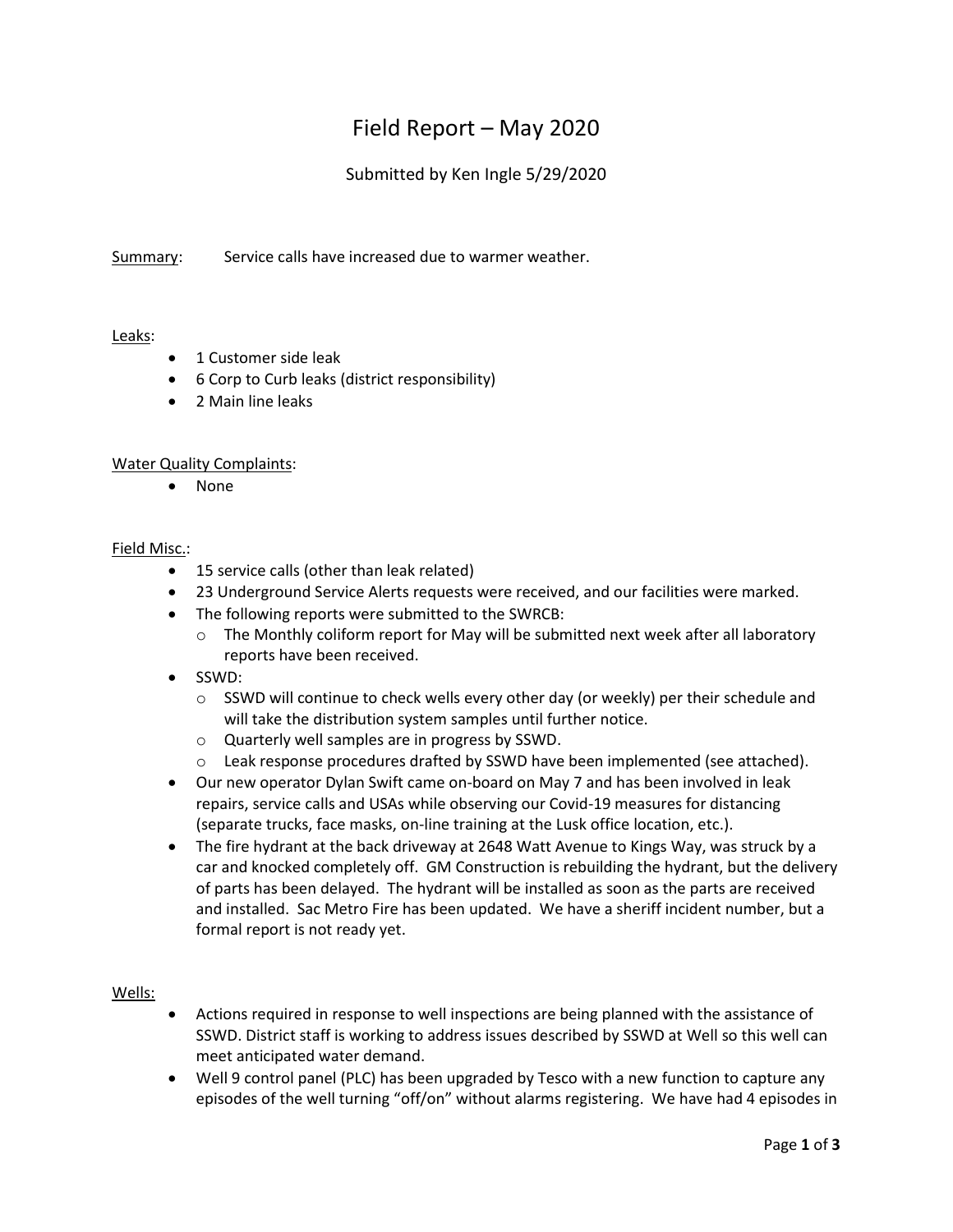# Field Report – May 2020

Submitted by Ken Ingle 5/29/2020

Summary: Service calls have increased due to warmer weather.

Leaks:

- 1 Customer side leak
- 6 Corp to Curb leaks (district responsibility)
- 2 Main line leaks

Water Quality Complaints:

- None

Field Misc.:

- 15 service calls (other than leak related)
- 23 Underground Service Alerts requests were received, and our facilities were marked.
- The following reports were submitted to the SWRCB:
  - The Monthly coliform report for May will be submitted next week after all laboratory reports have been received.
- SSWD:
  - SSWD will continue to check wells every other day (or weekly) per their schedule and will take the distribution system samples until further notice.
  - Quarterly well samples are in progress by SSWD.
  - Leak response procedures drafted by SSWD have been implemented (see attached).
- Our new operator Dylan Swift came on-board on May 7 and has been involved in leak repairs, service calls and USAs while observing our Covid-19 measures for distancing (separate trucks, face masks, on-line training at the Lusk office location, etc.).
- The fire hydrant at the back driveway at 2648 Watt Avenue to Kings Way, was struck by a car and knocked completely off. GM Construction is rebuilding the hydrant, but the delivery of parts has been delayed. The hydrant will be installed as soon as the parts are received and installed. Sac Metro Fire has been updated. We have a sheriff incident number, but a formal report is not ready yet.

Wells:

- Actions required in response to well inspections are being planned with the assistance of SSWD. District staff is working to address issues described by SSWD at Well so this well can meet anticipated water demand.
- Well 9 control panel (PLC) has been upgraded by Tesco with a new function to capture any episodes of the well turning "off/on" without alarms registering. We have had 4 episodes in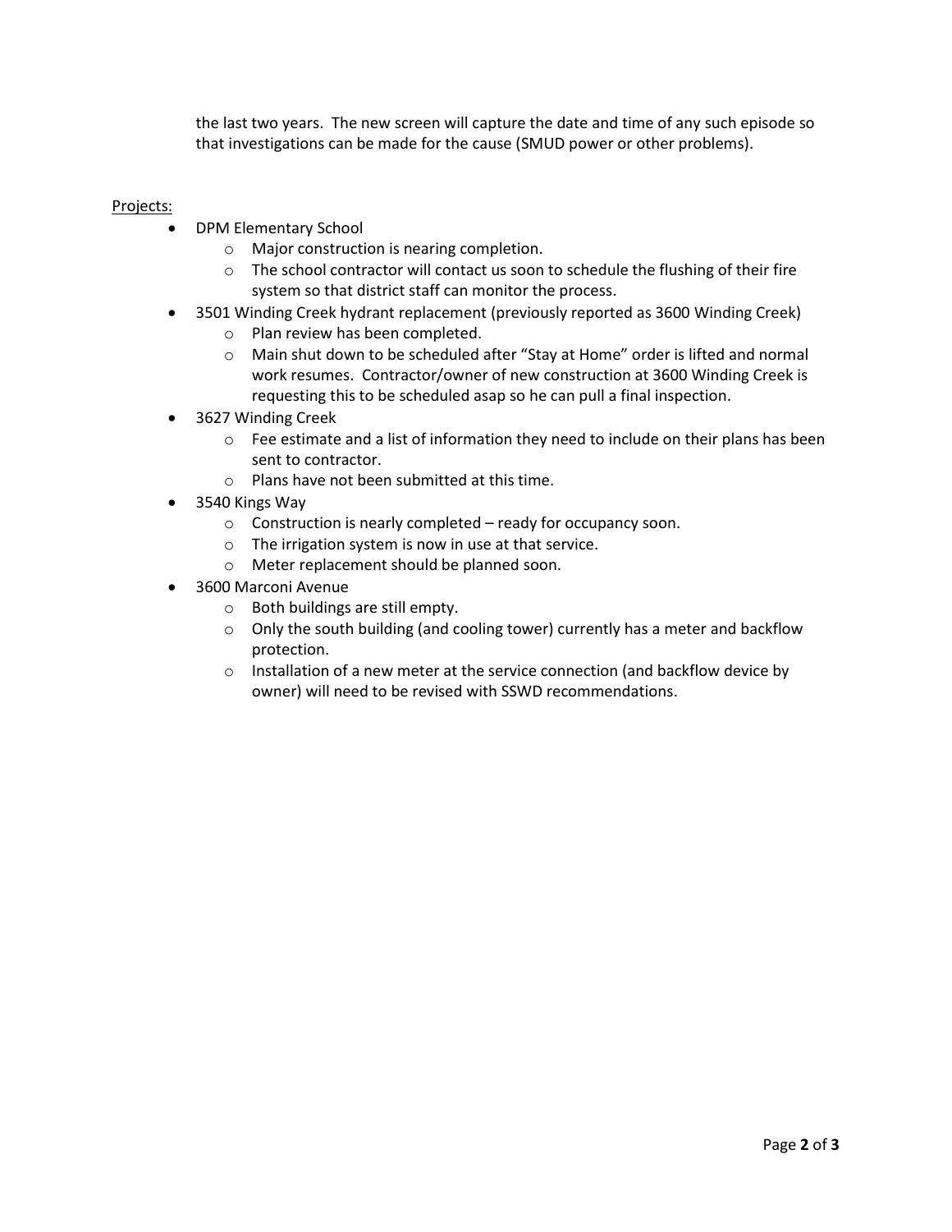the last two years.  The new screen will capture the date and time of any such episode so that investigations can be made for the cause (SMUD power or other problems).

Projects:

- DPM Elementary School
    - Major construction is nearing completion.
    - The school contractor will contact us soon to schedule the flushing of their fire system so that district staff can monitor the process.
- 3501 Winding Creek hydrant replacement (previously reported as 3600 Winding Creek)
    - Plan review has been completed.
    - Main shut down to be scheduled after "Stay at Home" order is lifted and normal work resumes.  Contractor/owner of new construction at 3600 Winding Creek is requesting this to be scheduled asap so he can pull a final inspection.
- 3627 Winding Creek
    - Fee estimate and a list of information they need to include on their plans has been sent to contractor.
    - Plans have not been submitted at this time.
- 3540 Kings Way
    - Construction is nearly completed – ready for occupancy soon.
    - The irrigation system is now in use at that service.
    - Meter replacement should be planned soon.
- 3600 Marconi Avenue
    - Both buildings are still empty.
    - Only the south building (and cooling tower) currently has a meter and backflow protection.
    - Installation of a new meter at the service connection (and backflow device by owner) will need to be revised with SSWD recommendations.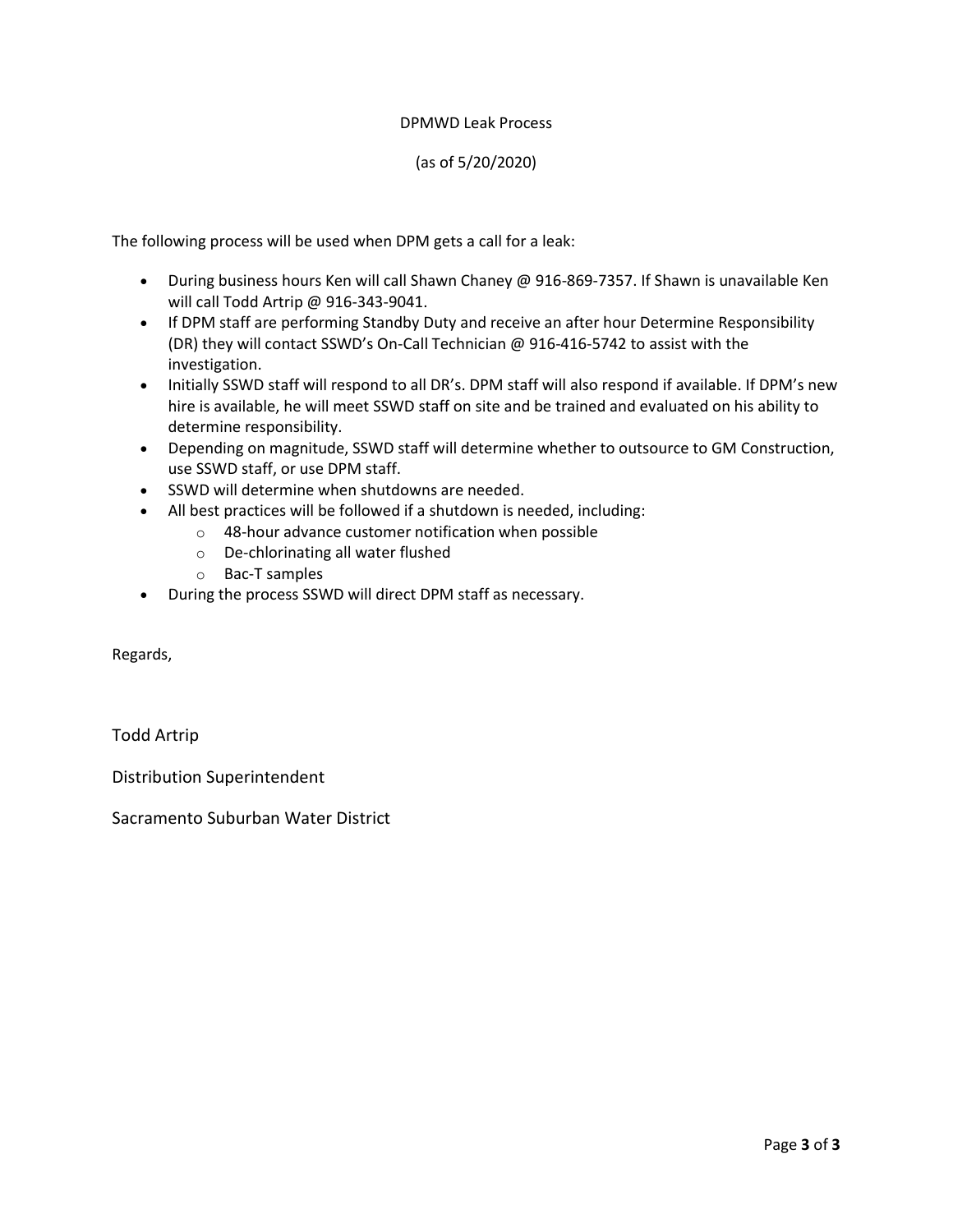DPMWD Leak Process

(as of 5/20/2020)

The following process will be used when DPM gets a call for a leak:

- During business hours Ken will call Shawn Chaney @ 916-869-7357. If Shawn is unavailable Ken will call Todd Artrip @ 916-343-9041.
- If DPM staff are performing Standby Duty and receive an after hour Determine Responsibility (DR) they will contact SSWD's On-Call Technician @ 916-416-5742 to assist with the investigation.
- Initially SSWD staff will respond to all DR's. DPM staff will also respond if available. If DPM's new hire is available, he will meet SSWD staff on site and be trained and evaluated on his ability to determine responsibility.
- Depending on magnitude, SSWD staff will determine whether to outsource to GM Construction, use SSWD staff, or use DPM staff.
- SSWD will determine when shutdowns are needed.
- All best practices will be followed if a shutdown is needed, including:
  - 48-hour advance customer notification when possible
  - De-chlorinating all water flushed
  - Bac-T samples
- During the process SSWD will direct DPM staff as necessary.

Regards,

Todd Artrip

Distribution Superintendent

Sacramento Suburban Water District